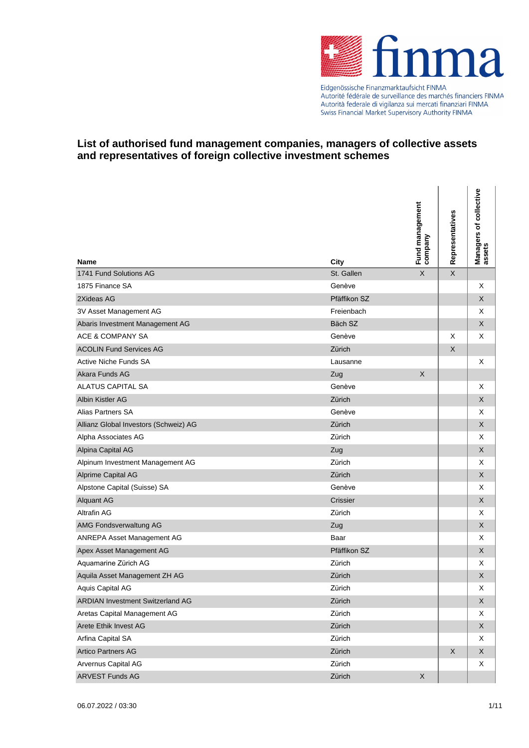## List of authorised fund management companies, managers of collective assets and representatives of foreign collective investment schemes

| Name | City | Fund management company | Representatives | Managers of collective assets |
|---|---|---|---|---|
| 1741 Fund Solutions AG | St. Gallen | X | X | |
| 1875 Finance SA | Genève | | | X |
| 2Xideas AG | Pfäffikon SZ | | | X |
| 3V Asset Management AG | Freienbach | | | X |
| Abaris Investment Management AG | Bäch SZ | | | X |
| ACE & COMPANY SA | Genève | | X | X |
| ACOLIN Fund Services AG | Zürich | | X | |
| Active Niche Funds SA | Lausanne | | | X |
| Akara Funds AG | Zug | X | | |
| ALATUS CAPITAL SA | Genève | | | X |
| Albin Kistler AG | Zürich | | | X |
| Alias Partners SA | Genève | | | X |
| Allianz Global Investors (Schweiz) AG | Zürich | | | X |
| Alpha Associates AG | Zürich | | | X |
| Alpina Capital AG | Zug | | | X |
| Alpinum Investment Management AG | Zürich | | | X |
| Alprime Capital AG | Zürich | | | X |
| Alpstone Capital (Suisse) SA | Genève | | | X |
| Alquant AG | Crissier | | | X |
| Altrafin AG | Zürich | | | X |
| AMG Fondsverwaltung AG | Zug | | | X |
| ANREPA Asset Management AG | Baar | | | X |
| Apex Asset Management AG | Pfäffikon SZ | | | X |
| Aquamarine Zürich AG | Zürich | | | X |
| Aquila Asset Management ZH AG | Zürich | | | X |
| Aquis Capital AG | Zürich | | | X |
| ARDIAN Investment Switzerland AG | Zürich | | | X |
| Aretas Capital Management AG | Zürich | | | X |
| Arete Ethik Invest AG | Zürich | | | X |
| Arfina Capital SA | Zürich | | | X |
| Artico Partners AG | Zürich | | X | X |
| Arvernus Capital AG | Zürich | | | X |
| ARVEST Funds AG | Zürich | X | | |

06.07.2022 / 03:30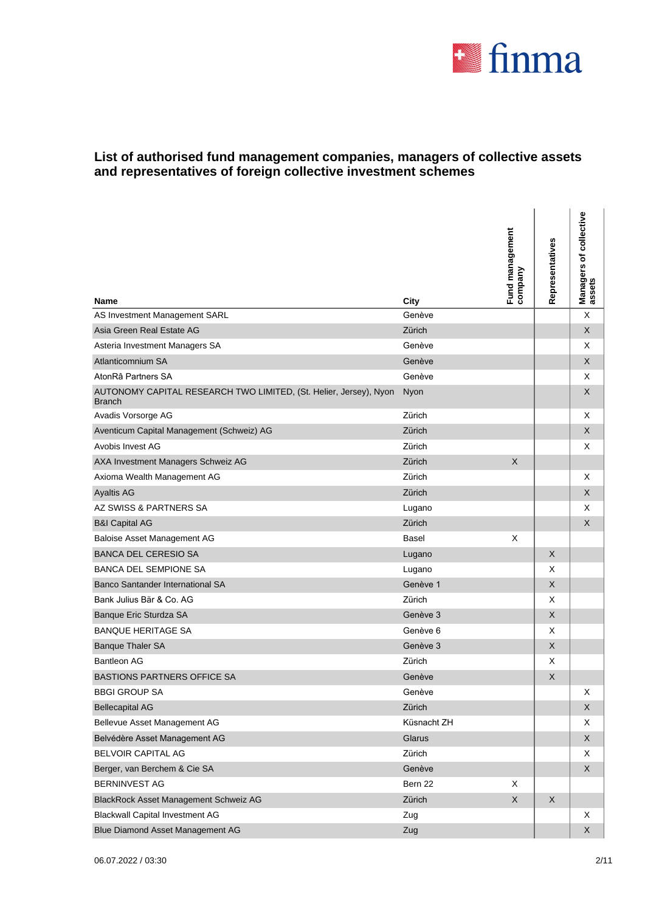## List of authorised fund management companies, managers of collective assets and representatives of foreign collective investment schemes

| Name | City | Fund management company | Representatives | Managers of collective assets |
|---|---|---|---|---|
| AS Investment Management SARL | Genève | | | X |
| Asia Green Real Estate AG | Zürich | | | X |
| Asteria Investment Managers SA | Genève | | | X |
| Atlanticomnium SA | Genève | | | X |
| AtonRâ Partners SA | Genève | | | X |
| AUTONOMY CAPITAL RESEARCH TWO LIMITED, (St. Helier, Jersey), Nyon Branch | Nyon | | | X |
| Avadis Vorsorge AG | Zürich | | | X |
| Aventicum Capital Management (Schweiz) AG | Zürich | | | X |
| Avobis Invest AG | Zürich | | | X |
| AXA Investment Managers Schweiz AG | Zürich | X | | |
| Axioma Wealth Management AG | Zürich | | | X |
| Ayaltis AG | Zürich | | | X |
| AZ SWISS & PARTNERS SA | Lugano | | | X |
| B&I Capital AG | Zürich | | | X |
| Baloise Asset Management AG | Basel | X | | |
| BANCA DEL CERESIO SA | Lugano | | X | |
| BANCA DEL SEMPIONE SA | Lugano | | X | |
| Banco Santander International SA | Genève 1 | | X | |
| Bank Julius Bär & Co. AG | Zürich | | X | |
| Banque Eric Sturdza SA | Genève 3 | | X | |
| BANQUE HERITAGE SA | Genève 6 | | X | |
| Banque Thaler SA | Genève 3 | | X | |
| Bantleon AG | Zürich | | X | |
| BASTIONS PARTNERS OFFICE SA | Genève | | X | |
| BBGI GROUP SA | Genève | | | X |
| Bellecapital AG | Zürich | | | X |
| Bellevue Asset Management AG | Küsnacht ZH | | | X |
| Belvédère Asset Management AG | Glarus | | | X |
| BELVOIR CAPITAL AG | Zürich | | | X |
| Berger, van Berchem & Cie SA | Genève | | | X |
| BERNINVEST AG | Bern 22 | X | | |
| BlackRock Asset Management Schweiz AG | Zürich | X | X | |
| Blackwall Capital Investment AG | Zug | | | X |
| Blue Diamond Asset Management AG | Zug | | | X |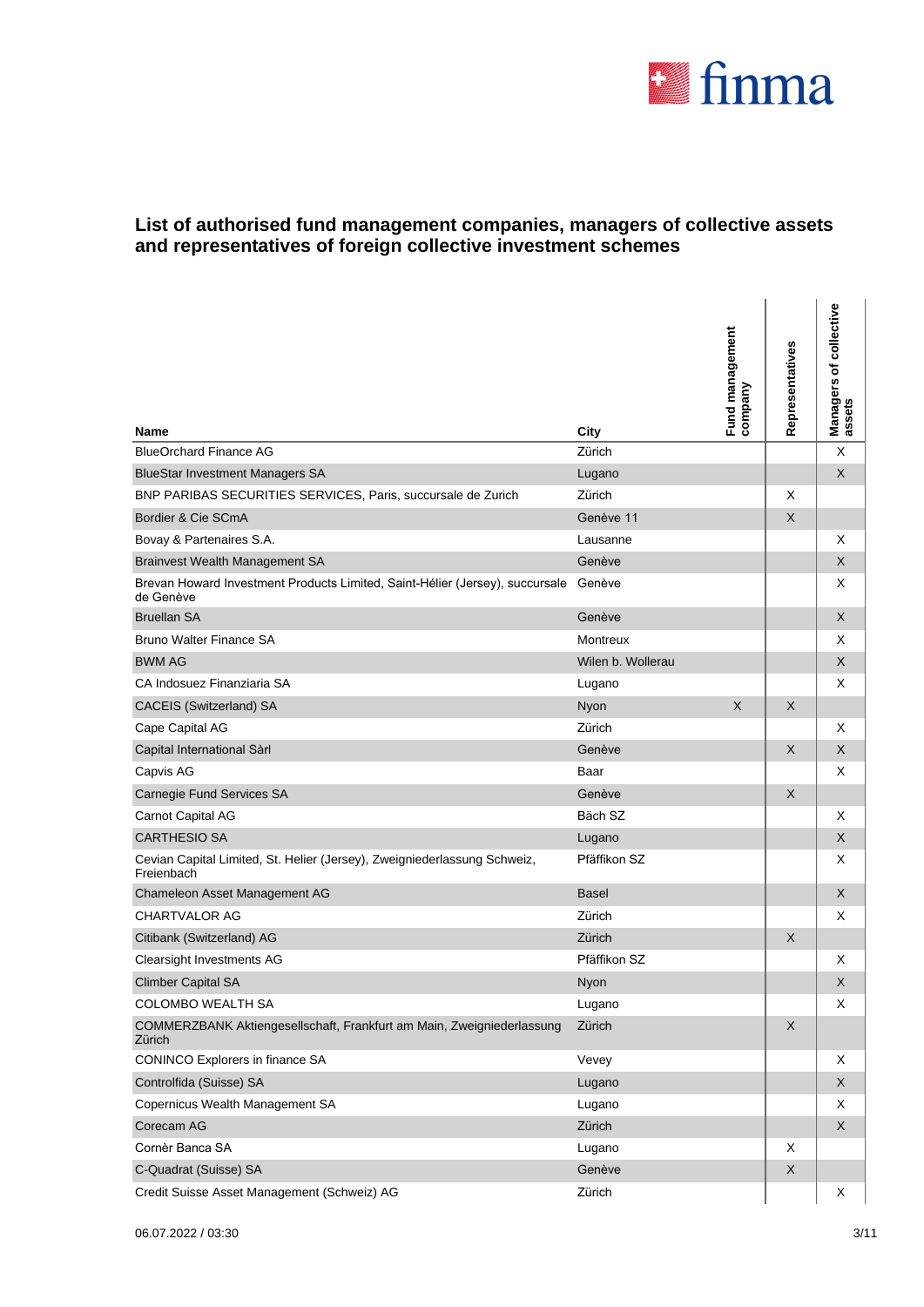## List of authorised fund management companies, managers of collective assets and representatives of foreign collective investment schemes

| Name | City | Fund management company | Representatives | Managers of collective assets |
|---|---|---|---|---|
| BlueOrchard Finance AG | Zürich | | | X |
| BlueStar Investment Managers SA | Lugano | | | X |
| BNP PARIBAS SECURITIES SERVICES, Paris, succursale de Zurich | Zürich | | X | |
| Bordier & Cie SCmA | Genève 11 | | X | |
| Bovay & Partenaires S.A. | Lausanne | | | X |
| Brainvest Wealth Management SA | Genève | | | X |
| Brevan Howard Investment Products Limited, Saint-Hélier (Jersey), succursale de Genève | Genève | | | X |
| Bruellan SA | Genève | | | X |
| Bruno Walter Finance SA | Montreux | | | X |
| BWM AG | Wilen b. Wollerau | | | X |
| CA Indosuez Finanziaria SA | Lugano | | | X |
| CACEIS (Switzerland) SA | Nyon | X | X | |
| Cape Capital AG | Zürich | | | X |
| Capital International Sàrl | Genève | | X | X |
| Capvis AG | Baar | | | X |
| Carnegie Fund Services SA | Genève | | X | |
| Carnot Capital AG | Bäch SZ | | | X |
| CARTHESIO SA | Lugano | | | X |
| Cevian Capital Limited, St. Helier (Jersey), Zweigniederlassung Schweiz, Freienbach | Pfäffikon SZ | | | X |
| Chameleon Asset Management AG | Basel | | | X |
| CHARTVALOR AG | Zürich | | | X |
| Citibank (Switzerland) AG | Zürich | | X | |
| Clearsight Investments AG | Pfäffikon SZ | | | X |
| Climber Capital SA | Nyon | | | X |
| COLOMBO WEALTH SA | Lugano | | | X |
| COMMERZBANK Aktiengesellschaft, Frankfurt am Main, Zweigniederlassung Zürich | Zürich | | X | |
| CONINCO Explorers in finance SA | Vevey | | | X |
| Controlfida (Suisse) SA | Lugano | | | X |
| Copernicus Wealth Management SA | Lugano | | | X |
| Corecam AG | Zürich | | | X |
| Cornèr Banca SA | Lugano | | X | |
| C-Quadrat (Suisse) SA | Genève | | X | |
| Credit Suisse Asset Management (Schweiz) AG | Zürich | | | X |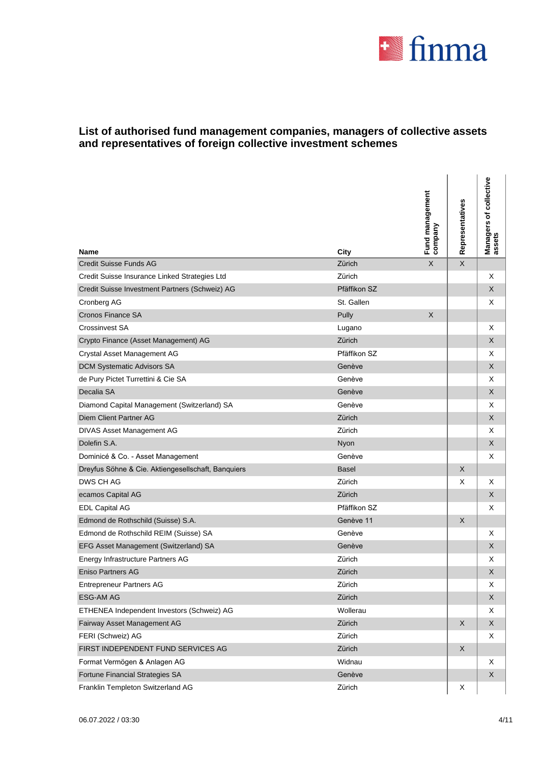## List of authorised fund management companies, managers of collective assets and representatives of foreign collective investment schemes

| Name | City | Fund management company | Representatives | Managers of collective assets |
|---|---|---|---|---|
| Credit Suisse Funds AG | Zürich | X | X | |
| Credit Suisse Insurance Linked Strategies Ltd | Zürich | | | X |
| Credit Suisse Investment Partners (Schweiz) AG | Pfäffikon SZ | | | X |
| Cronberg AG | St. Gallen | | | X |
| Cronos Finance SA | Pully | X | | |
| Crossinvest SA | Lugano | | | X |
| Crypto Finance (Asset Management) AG | Zürich | | | X |
| Crystal Asset Management AG | Pfäffikon SZ | | | X |
| DCM Systematic Advisors SA | Genève | | | X |
| de Pury Pictet Turrettini & Cie SA | Genève | | | X |
| Decalia SA | Genève | | | X |
| Diamond Capital Management (Switzerland) SA | Genève | | | X |
| Diem Client Partner AG | Zürich | | | X |
| DIVAS Asset Management AG | Zürich | | | X |
| Dolefin S.A. | Nyon | | | X |
| Dominicé & Co. - Asset Management | Genève | | | X |
| Dreyfus Söhne & Cie. Aktiengesellschaft, Banquiers | Basel | | X | |
| DWS CH AG | Zürich | | X | X |
| ecamos Capital AG | Zürich | | | X |
| EDL Capital AG | Pfäffikon SZ | | | X |
| Edmond de Rothschild (Suisse) S.A. | Genève 11 | | X | |
| Edmond de Rothschild REIM (Suisse) SA | Genève | | | X |
| EFG Asset Management (Switzerland) SA | Genève | | | X |
| Energy Infrastructure Partners AG | Zürich | | | X |
| Eniso Partners AG | Zürich | | | X |
| Entrepreneur Partners AG | Zürich | | | X |
| ESG-AM AG | Zürich | | | X |
| ETHENEA Independent Investors (Schweiz) AG | Wollerau | | | X |
| Fairway Asset Management AG | Zürich | | X | X |
| FERI (Schweiz) AG | Zürich | | | X |
| FIRST INDEPENDENT FUND SERVICES AG | Zürich | | X | |
| Format Vermögen & Anlagen AG | Widnau | | | X |
| Fortune Financial Strategies SA | Genève | | | X |
| Franklin Templeton Switzerland AG | Zürich | | X | |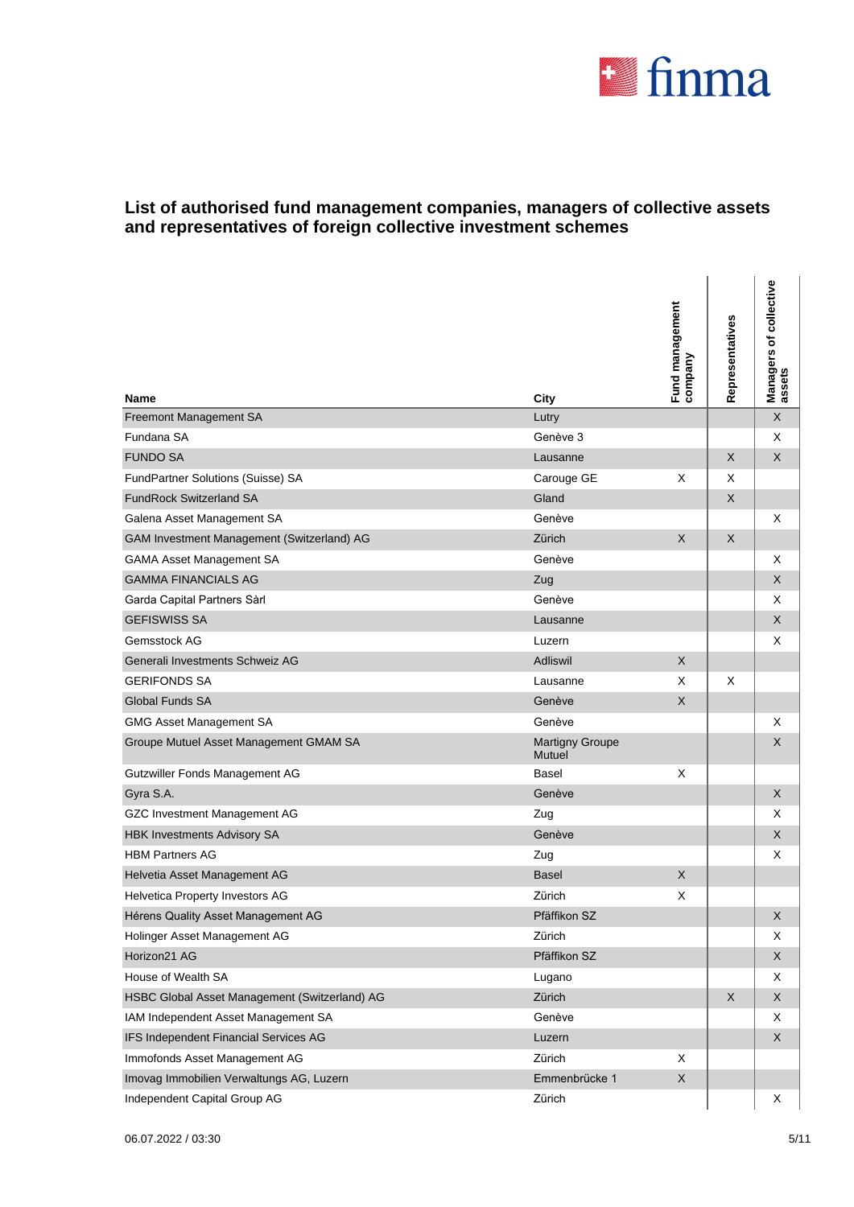## List of authorised fund management companies, managers of collective assets and representatives of foreign collective investment schemes

| Name | City | Fund management company | Representatives | Managers of collective assets |
|---|---|---|---|---|
| Freemont Management SA | Lutry | | | X |
| Fundana SA | Genève 3 | | | X |
| FUNDO SA | Lausanne | | X | X |
| FundPartner Solutions (Suisse) SA | Carouge GE | X | X | |
| FundRock Switzerland SA | Gland | | X | |
| Galena Asset Management SA | Genève | | | X |
| GAM Investment Management (Switzerland) AG | Zürich | X | X | |
| GAMA Asset Management SA | Genève | | | X |
| GAMMA FINANCIALS AG | Zug | | | X |
| Garda Capital Partners Sàrl | Genève | | | X |
| GEFISWISS SA | Lausanne | | | X |
| Gemsstock AG | Luzern | | | X |
| Generali Investments Schweiz AG | Adliswil | X | | |
| GERIFONDS SA | Lausanne | X | X | |
| Global Funds SA | Genève | X | | |
| GMG Asset Management SA | Genève | | | X |
| Groupe Mutuel Asset Management GMAM SA | Martigny Groupe Mutuel | | | X |
| Gutzwiller Fonds Management AG | Basel | X | | |
| Gyra S.A. | Genève | | | X |
| GZC Investment Management AG | Zug | | | X |
| HBK Investments Advisory SA | Genève | | | X |
| HBM Partners AG | Zug | | | X |
| Helvetia Asset Management AG | Basel | X | | |
| Helvetica Property Investors AG | Zürich | X | | |
| Hérens Quality Asset Management AG | Pfäffikon SZ | | | X |
| Holinger Asset Management AG | Zürich | | | X |
| Horizon21 AG | Pfäffikon SZ | | | X |
| House of Wealth SA | Lugano | | | X |
| HSBC Global Asset Management (Switzerland) AG | Zürich | | X | X |
| IAM Independent Asset Management SA | Genève | | | X |
| IFS Independent Financial Services AG | Luzern | | | X |
| Immofonds Asset Management AG | Zürich | X | | |
| Imovag Immobilien Verwaltungs AG, Luzern | Emmenbrücke 1 | X | | |
| Independent Capital Group AG | Zürich | | | X |

06.07.2022 / 03:30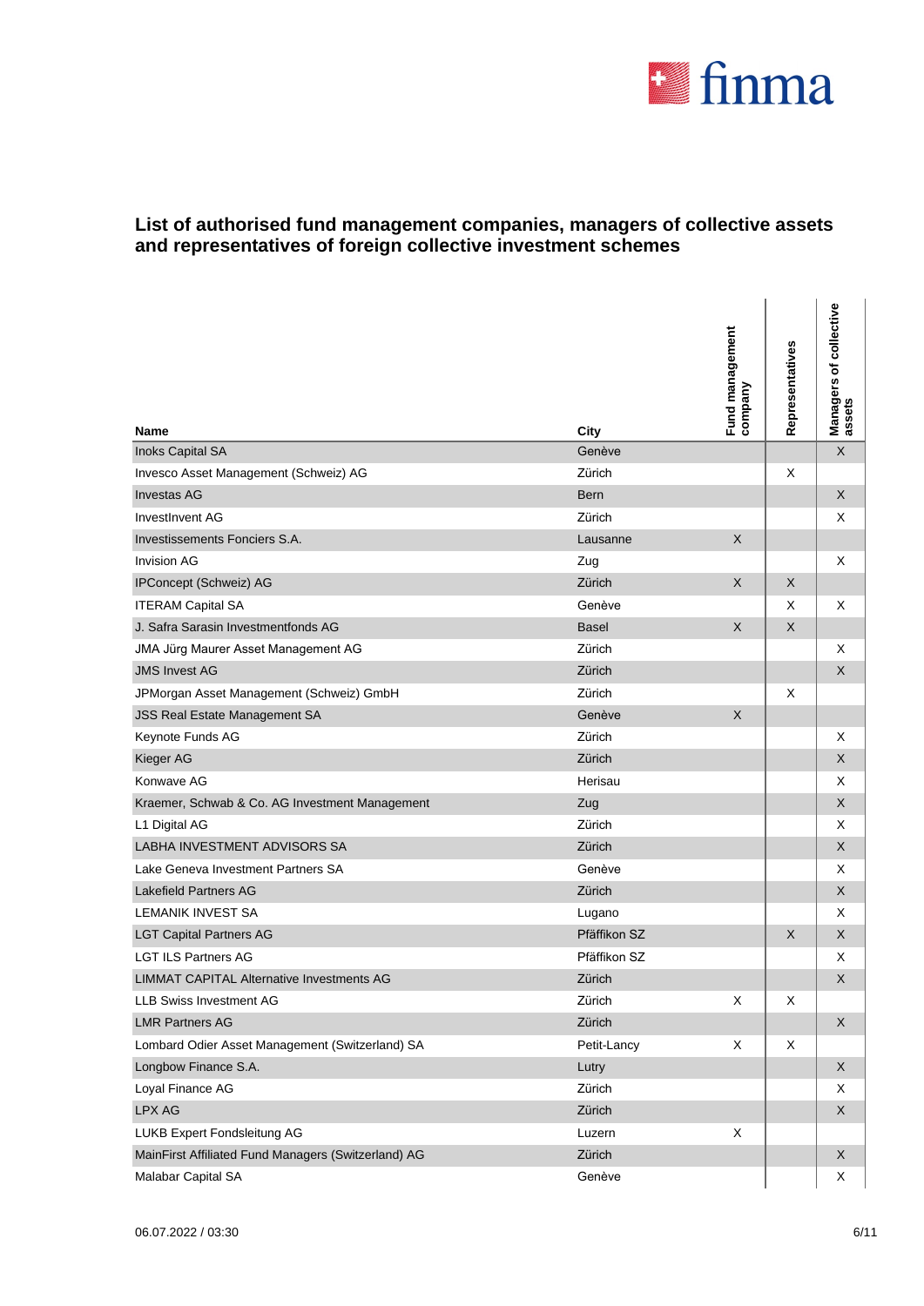## List of authorised fund management companies, managers of collective assets and representatives of foreign collective investment schemes

| Name | City | Fund management company | Representatives | Managers of collective assets |
|---|---|---|---|---|
| Inoks Capital SA | Genève | | | X |
| Invesco Asset Management (Schweiz) AG | Zürich | | X | |
| Investas AG | Bern | | | X |
| InvestInvent AG | Zürich | | | X |
| Investissements Fonciers S.A. | Lausanne | X | | |
| Invision AG | Zug | | | X |
| IPConcept (Schweiz) AG | Zürich | X | X | |
| ITERAM Capital SA | Genève | | X | X |
| J. Safra Sarasin Investmentfonds AG | Basel | X | X | |
| JMA Jürg Maurer Asset Management AG | Zürich | | | X |
| JMS Invest AG | Zürich | | | X |
| JPMorgan Asset Management (Schweiz) GmbH | Zürich | | X | |
| JSS Real Estate Management SA | Genève | X | | |
| Keynote Funds AG | Zürich | | | X |
| Kieger AG | Zürich | | | X |
| Konwave AG | Herisau | | | X |
| Kraemer, Schwab & Co. AG Investment Management | Zug | | | X |
| L1 Digital AG | Zürich | | | X |
| LABHA INVESTMENT ADVISORS SA | Zürich | | | X |
| Lake Geneva Investment Partners SA | Genève | | | X |
| Lakefield Partners AG | Zürich | | | X |
| LEMANIK INVEST SA | Lugano | | | X |
| LGT Capital Partners AG | Pfäffikon SZ | | X | X |
| LGT ILS Partners AG | Pfäffikon SZ | | | X |
| LIMMAT CAPITAL Alternative Investments AG | Zürich | | | X |
| LLB Swiss Investment AG | Zürich | X | X | |
| LMR Partners AG | Zürich | | | X |
| Lombard Odier Asset Management (Switzerland) SA | Petit-Lancy | X | X | |
| Longbow Finance S.A. | Lutry | | | X |
| Loyal Finance AG | Zürich | | | X |
| LPX AG | Zürich | | | X |
| LUKB Expert Fondsleitung AG | Luzern | X | | |
| MainFirst Affiliated Fund Managers (Switzerland) AG | Zürich | | | X |
| Malabar Capital SA | Genève | | | X |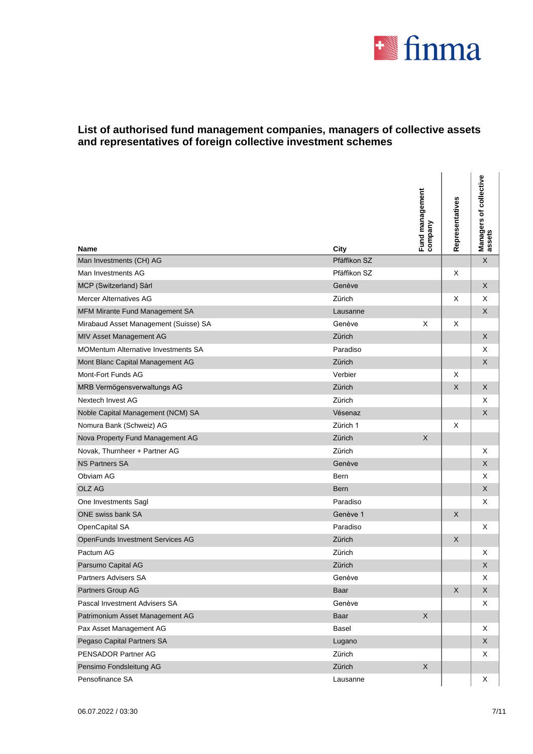## List of authorised fund management companies, managers of collective assets and representatives of foreign collective investment schemes

| Name | City | Fund management company | Representatives | Managers of collective assets |
|---|---|---|---|---|
| Man Investments (CH) AG | Pfäffikon SZ | | | X |
| Man Investments AG | Pfäffikon SZ | | X | |
| MCP (Switzerland) Sàrl | Genève | | | X |
| Mercer Alternatives AG | Zürich | | X | X |
| MFM Mirante Fund Management SA | Lausanne | | | X |
| Mirabaud Asset Management (Suisse) SA | Genève | X | X | |
| MIV Asset Management AG | Zürich | | | X |
| MOMentum Alternative Investments SA | Paradiso | | | X |
| Mont Blanc Capital Management AG | Zürich | | | X |
| Mont-Fort Funds AG | Verbier | | X | |
| MRB Vermögensverwaltungs AG | Zürich | | X | X |
| Nextech Invest AG | Zürich | | | X |
| Noble Capital Management (NCM) SA | Vésenaz | | | X |
| Nomura Bank (Schweiz) AG | Zürich 1 | | X | |
| Nova Property Fund Management AG | Zürich | X | | |
| Novak, Thurnheer + Partner AG | Zürich | | | X |
| NS Partners SA | Genève | | | X |
| Obviam AG | Bern | | | X |
| OLZ AG | Bern | | | X |
| One Investments Sagl | Paradiso | | | X |
| ONE swiss bank SA | Genève 1 | | X | |
| OpenCapital SA | Paradiso | | | X |
| OpenFunds Investment Services AG | Zürich | | X | |
| Pactum AG | Zürich | | | X |
| Parsumo Capital AG | Zürich | | | X |
| Partners Advisers SA | Genève | | | X |
| Partners Group AG | Baar | | X | X |
| Pascal Investment Advisers SA | Genève | | | X |
| Patrimonium Asset Management AG | Baar | X | | |
| Pax Asset Management AG | Basel | | | X |
| Pegaso Capital Partners SA | Lugano | | | X |
| PENSADOR Partner AG | Zürich | | | X |
| Pensimo Fondsleitung AG | Zürich | X | | |
| Pensofinance SA | Lausanne | | | X |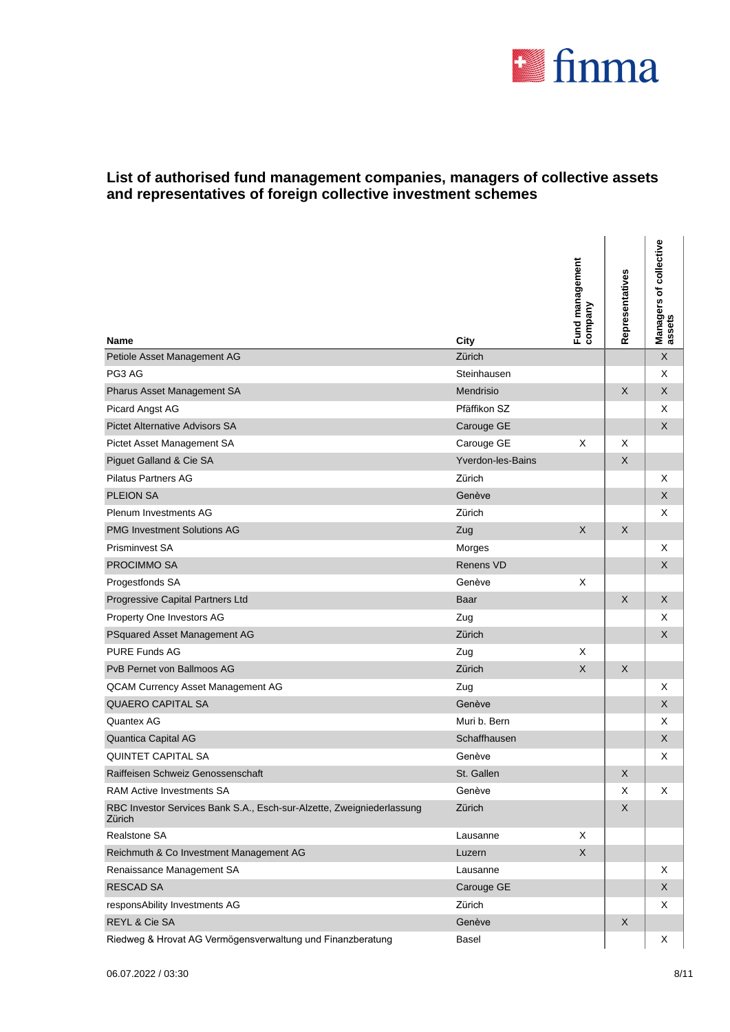## List of authorised fund management companies, managers of collective assets and representatives of foreign collective investment schemes

| Name | City | Fund management company | Representatives | Managers of collective assets |
|---|---|---|---|---|
| Petiole Asset Management AG | Zürich | | | X |
| PG3 AG | Steinhausen | | | X |
| Pharus Asset Management SA | Mendrisio | | X | X |
| Picard Angst AG | Pfäffikon SZ | | | X |
| Pictet Alternative Advisors SA | Carouge GE | | | X |
| Pictet Asset Management SA | Carouge GE | X | X | |
| Piguet Galland & Cie SA | Yverdon-les-Bains | | X | |
| Pilatus Partners AG | Zürich | | | X |
| PLEION SA | Genève | | | X |
| Plenum Investments AG | Zürich | | | X |
| PMG Investment Solutions AG | Zug | X | X | |
| Prisminvest SA | Morges | | | X |
| PROCIMMO SA | Renens VD | | | X |
| Progestfonds SA | Genève | X | | |
| Progressive Capital Partners Ltd | Baar | | X | X |
| Property One Investors AG | Zug | | | X |
| PSquared Asset Management AG | Zürich | | | X |
| PURE Funds AG | Zug | X | | |
| PvB Pernet von Ballmoos AG | Zürich | X | X | |
| QCAM Currency Asset Management AG | Zug | | | X |
| QUAERO CAPITAL SA | Genève | | | X |
| Quantex AG | Muri b. Bern | | | X |
| Quantica Capital AG | Schaffhausen | | | X |
| QUINTET CAPITAL SA | Genève | | | X |
| Raiffeisen Schweiz Genossenschaft | St. Gallen | | X | |
| RAM Active Investments SA | Genève | | X | X |
| RBC Investor Services Bank S.A., Esch-sur-Alzette, Zweigniederlassung Zürich | Zürich | | X | |
| Realstone SA | Lausanne | X | | |
| Reichmuth & Co Investment Management AG | Luzern | X | | |
| Renaissance Management SA | Lausanne | | | X |
| RESCAD SA | Carouge GE | | | X |
| responsAbility Investments AG | Zürich | | | X |
| REYL & Cie SA | Genève | | X | |
| Riedweg & Hrovat AG Vermögensverwaltung und Finanzberatung | Basel | | | X |

06.07.2022 / 03:30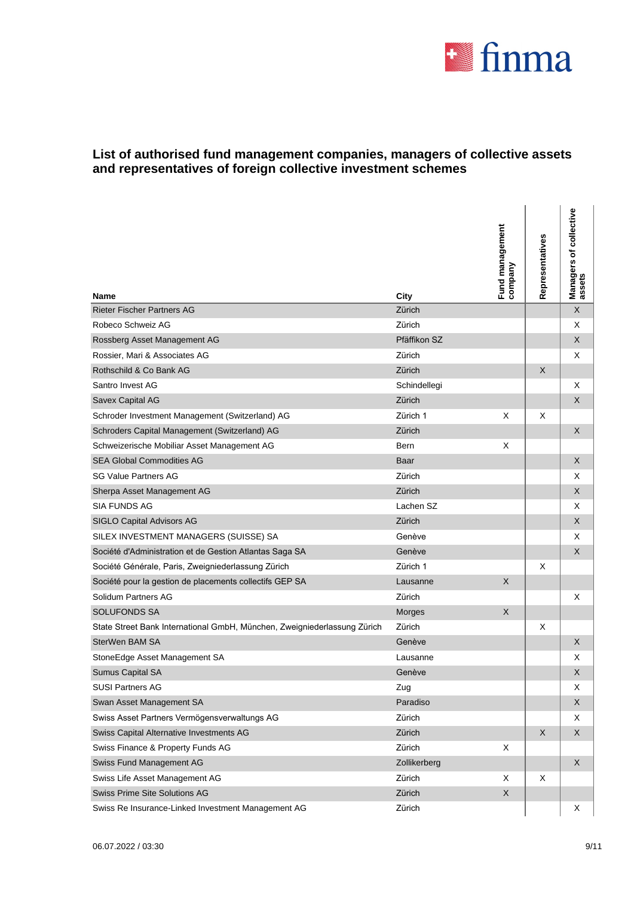## List of authorised fund management companies, managers of collective assets and representatives of foreign collective investment schemes

| Name | City | Fund management company | Representatives | Managers of collective assets |
|---|---|---|---|---|
| Rieter Fischer Partners AG | Zürich | | | X |
| Robeco Schweiz AG | Zürich | | | X |
| Rossberg Asset Management AG | Pfäffikon SZ | | | X |
| Rossier, Mari & Associates AG | Zürich | | | X |
| Rothschild & Co Bank AG | Zürich | | X | |
| Santro Invest AG | Schindellegi | | | X |
| Savex Capital AG | Zürich | | | X |
| Schroder Investment Management (Switzerland) AG | Zürich 1 | X | X | |
| Schroders Capital Management (Switzerland) AG | Zürich | | | X |
| Schweizerische Mobiliar Asset Management AG | Bern | X | | |
| SEA Global Commodities AG | Baar | | | X |
| SG Value Partners AG | Zürich | | | X |
| Sherpa Asset Management AG | Zürich | | | X |
| SIA FUNDS AG | Lachen SZ | | | X |
| SIGLO Capital Advisors AG | Zürich | | | X |
| SILEX INVESTMENT MANAGERS (SUISSE) SA | Genève | | | X |
| Société d'Administration et de Gestion Atlantas Saga SA | Genève | | | X |
| Société Générale, Paris, Zweigniederlassung Zürich | Zürich 1 | | X | |
| Société pour la gestion de placements collectifs GEP SA | Lausanne | X | | |
| Solidum Partners AG | Zürich | | | X |
| SOLUFONDS SA | Morges | X | | |
| State Street Bank International GmbH, München, Zweigniederlassung Zürich | Zürich | | X | |
| SterWen BAM SA | Genève | | | X |
| StoneEdge Asset Management SA | Lausanne | | | X |
| Sumus Capital SA | Genève | | | X |
| SUSI Partners AG | Zug | | | X |
| Swan Asset Management SA | Paradiso | | | X |
| Swiss Asset Partners Vermögensverwaltungs AG | Zürich | | | X |
| Swiss Capital Alternative Investments AG | Zürich | | X | X |
| Swiss Finance & Property Funds AG | Zürich | X | | |
| Swiss Fund Management AG | Zollikerberg | | | X |
| Swiss Life Asset Management AG | Zürich | X | X | |
| Swiss Prime Site Solutions AG | Zürich | X | | |
| Swiss Re Insurance-Linked Investment Management AG | Zürich | | | X |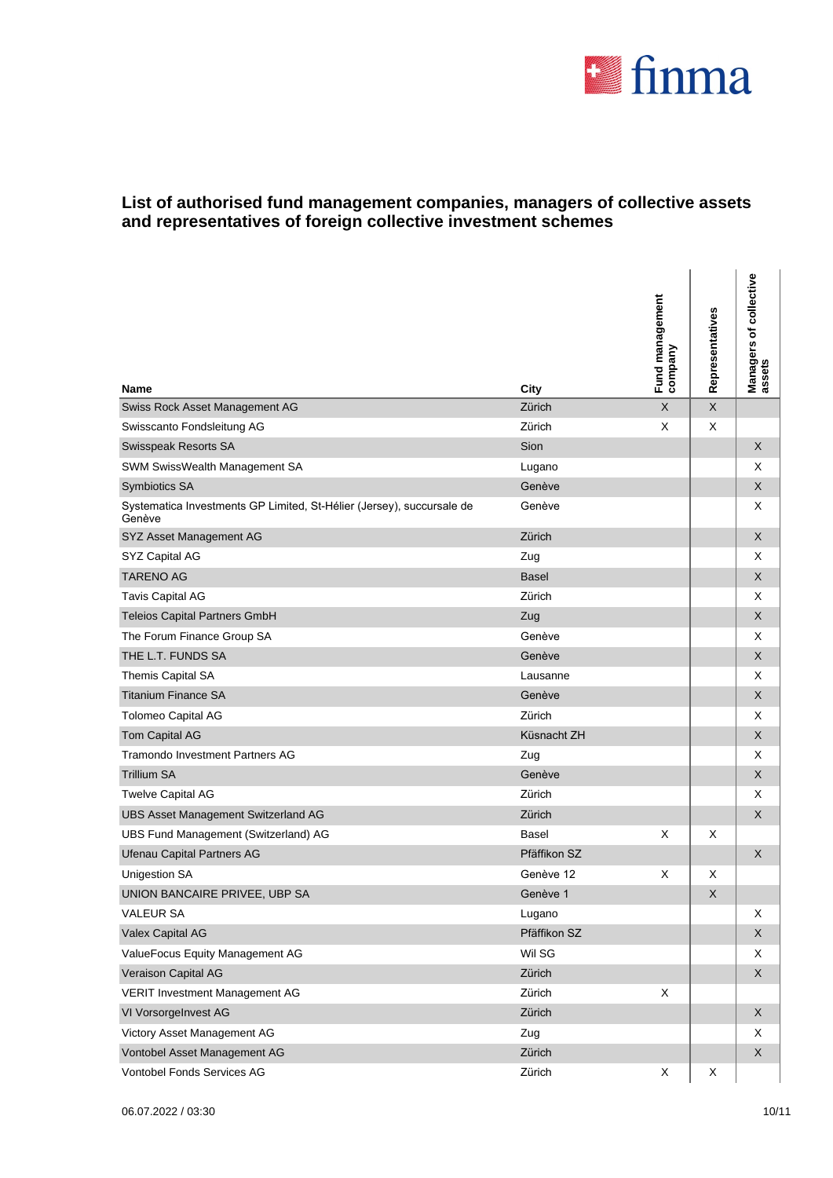## List of authorised fund management companies, managers of collective assets and representatives of foreign collective investment schemes

| Name | City | Fund management company | Representatives | Managers of collective assets |
|---|---|---|---|---|
| Swiss Rock Asset Management AG | Zürich | X | X | |
| Swisscanto Fondsleitung AG | Zürich | X | X | |
| Swisspeak Resorts SA | Sion | | | X |
| SWM SwissWealth Management SA | Lugano | | | X |
| Symbiotics SA | Genève | | | X |
| Systematica Investments GP Limited, St-Hélier (Jersey), succursale de Genève | Genève | | | X |
| SYZ Asset Management AG | Zürich | | | X |
| SYZ Capital AG | Zug | | | X |
| TARENO AG | Basel | | | X |
| Tavis Capital AG | Zürich | | | X |
| Teleios Capital Partners GmbH | Zug | | | X |
| The Forum Finance Group SA | Genève | | | X |
| THE L.T. FUNDS SA | Genève | | | X |
| Themis Capital SA | Lausanne | | | X |
| Titanium Finance SA | Genève | | | X |
| Tolomeo Capital AG | Zürich | | | X |
| Tom Capital AG | Küsnacht ZH | | | X |
| Tramondo Investment Partners AG | Zug | | | X |
| Trillium SA | Genève | | | X |
| Twelve Capital AG | Zürich | | | X |
| UBS Asset Management Switzerland AG | Zürich | | | X |
| UBS Fund Management (Switzerland) AG | Basel | X | X | |
| Ufenau Capital Partners AG | Pfäffikon SZ | | | X |
| Unigestion SA | Genève 12 | X | X | |
| UNION BANCAIRE PRIVEE, UBP SA | Genève 1 | | X | |
| VALEUR SA | Lugano | | | X |
| Valex Capital AG | Pfäffikon SZ | | | X |
| ValueFocus Equity Management AG | Wil SG | | | X |
| Veraison Capital AG | Zürich | | | X |
| VERIT Investment Management AG | Zürich | X | | |
| VI VorsorgeInvest AG | Zürich | | | X |
| Victory Asset Management AG | Zug | | | X |
| Vontobel Asset Management AG | Zürich | | | X |
| Vontobel Fonds Services AG | Zürich | X | X | |

06.07.2022 / 03:30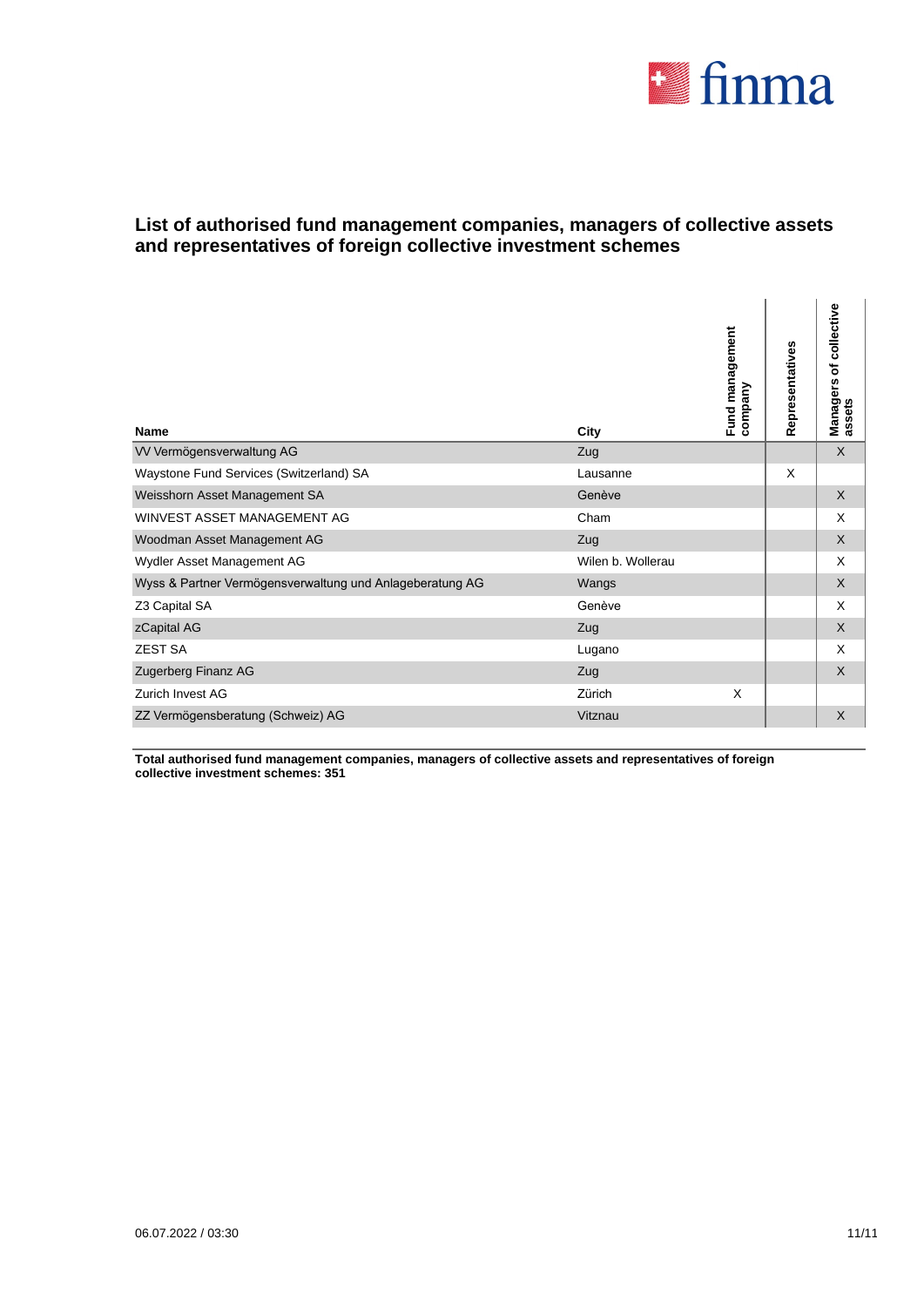## List of authorised fund management companies, managers of collective assets and representatives of foreign collective investment schemes

| Name | City | Fund management company | Representatives | Managers of collective assets |
|---|---|---|---|---|
| VV Vermögensverwaltung AG | Zug | | | X |
| Waystone Fund Services (Switzerland) SA | Lausanne | | X | |
| Weisshorn Asset Management SA | Genève | | | X |
| WINVEST ASSET MANAGEMENT AG | Cham | | | X |
| Woodman Asset Management AG | Zug | | | X |
| Wydler Asset Management AG | Wilen b. Wollerau | | | X |
| Wyss & Partner Vermögensverwaltung und Anlageberatung AG | Wangs | | | X |
| Z3 Capital SA | Genève | | | X |
| zCapital AG | Zug | | | X |
| ZEST SA | Lugano | | | X |
| Zugerberg Finanz AG | Zug | | | X |
| Zurich Invest AG | Zürich | X | | |
| ZZ Vermögensberatung (Schweiz) AG | Vitznau | | | X |

**Total authorised fund management companies, managers of collective assets and representatives of foreign collective investment schemes: 351**

06.07.2022 / 03:30